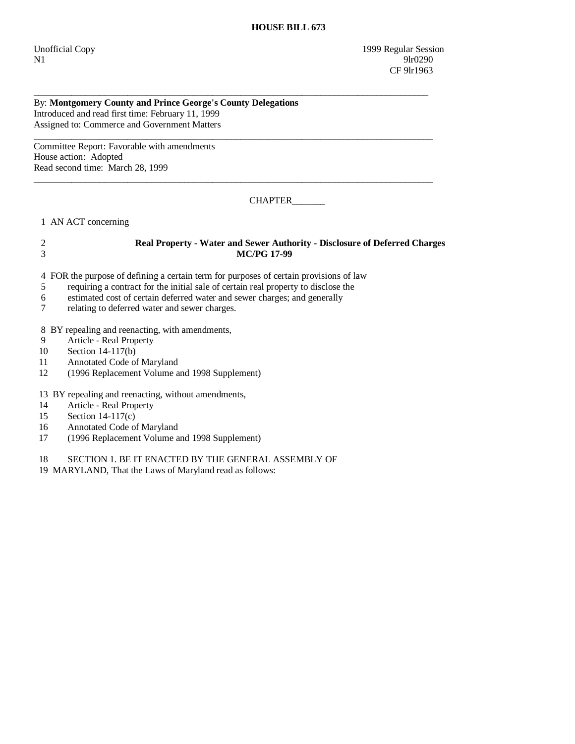**HOUSE BILL 673**

Unofficial Copy
N1

1999 Regular Session
9lr0290
CF 9lr1963

---

By: **Montgomery County and Prince George's County Delegations**
Introduced and read first time: February 11, 1999
Assigned to: Commerce and Government Matters

---

Committee Report: Favorable with amendments
House action: Adopted
Read second time: March 28, 1999

---

CHAPTER_______

1 AN ACT concerning

2 **Real Property - Water and Sewer Authority - Disclosure of Deferred Charges**
3 **MC/PG 17-99**

4 FOR the purpose of defining a certain term for purposes of certain provisions of law
5 requiring a contract for the initial sale of certain real property to disclose the
6 estimated cost of certain deferred water and sewer charges; and generally
7 relating to deferred water and sewer charges.

8 BY repealing and reenacting, with amendments,
9 Article - Real Property
10 Section 14-117(b)
11 Annotated Code of Maryland
12 (1996 Replacement Volume and 1998 Supplement)

13 BY repealing and reenacting, without amendments,
14 Article - Real Property
15 Section 14-117(c)
16 Annotated Code of Maryland
17 (1996 Replacement Volume and 1998 Supplement)

18 SECTION 1. BE IT ENACTED BY THE GENERAL ASSEMBLY OF
19 MARYLAND, That the Laws of Maryland read as follows: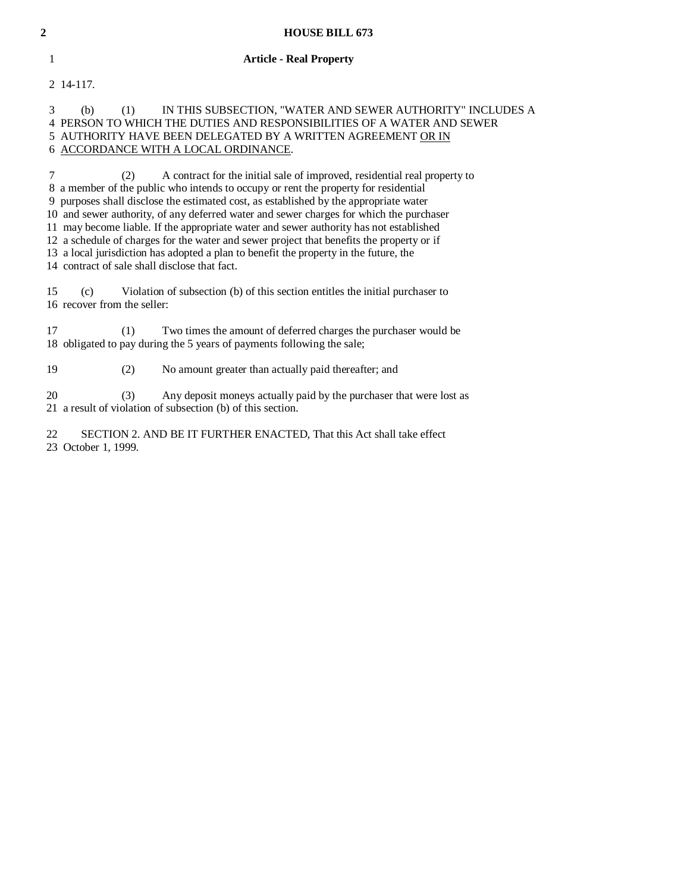**Article - Real Property**

14-117.

(b) (1) IN THIS SUBSECTION, "WATER AND SEWER AUTHORITY" INCLUDES A PERSON TO WHICH THE DUTIES AND RESPONSIBILITIES OF A WATER AND SEWER AUTHORITY HAVE BEEN DELEGATED BY A WRITTEN AGREEMENT <u>OR IN ACCORDANCE WITH A LOCAL ORDINANCE</u>.

(2) A contract for the initial sale of improved, residential real property to a member of the public who intends to occupy or rent the property for residential purposes shall disclose the estimated cost, as established by the appropriate water and sewer authority, of any deferred water and sewer charges for which the purchaser may become liable. If the appropriate water and sewer authority has not established a schedule of charges for the water and sewer project that benefits the property or if a local jurisdiction has adopted a plan to benefit the property in the future, the contract of sale shall disclose that fact.

(c) Violation of subsection (b) of this section entitles the initial purchaser to recover from the seller:

(1) Two times the amount of deferred charges the purchaser would be obligated to pay during the 5 years of payments following the sale;

(2) No amount greater than actually paid thereafter; and

(3) Any deposit moneys actually paid by the purchaser that were lost as a result of violation of subsection (b) of this section.

SECTION 2. AND BE IT FURTHER ENACTED, That this Act shall take effect October 1, 1999.